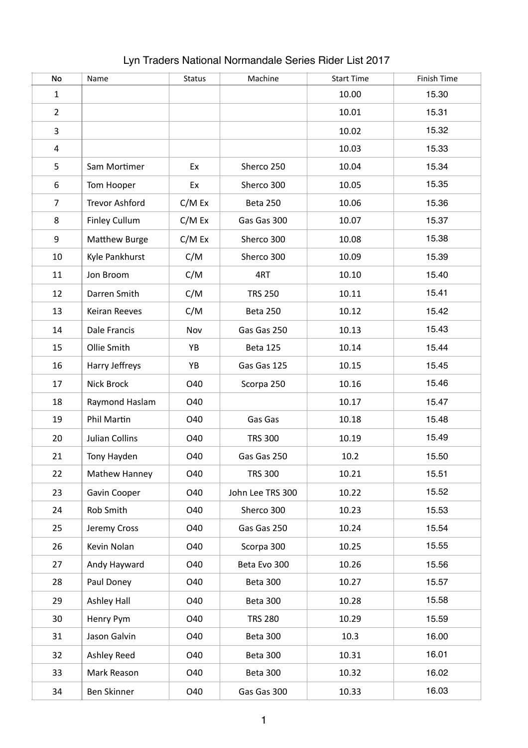# Lyn Traders National Normandale Series Rider List 2017

| No | Name | Status | Machine | Start Time | Finish Time |
|---|---|---|---|---|---|
| 1 | | | | 10.00 | 15.30 |
| 2 | | | | 10.01 | 15.31 |
| 3 | | | | 10.02 | 15.32 |
| 4 | | | | 10.03 | 15.33 |
| 5 | Sam Mortimer | Ex | Sherco 250 | 10.04 | 15.34 |
| 6 | Tom Hooper | Ex | Sherco 300 | 10.05 | 15.35 |
| 7 | Trevor Ashford | C/M Ex | Beta 250 | 10.06 | 15.36 |
| 8 | Finley Cullum | C/M Ex | Gas Gas 300 | 10.07 | 15.37 |
| 9 | Matthew Burge | C/M Ex | Sherco 300 | 10.08 | 15.38 |
| 10 | Kyle Pankhurst | C/M | Sherco 300 | 10.09 | 15.39 |
| 11 | Jon Broom | C/M | 4RT | 10.10 | 15.40 |
| 12 | Darren Smith | C/M | TRS 250 | 10.11 | 15.41 |
| 13 | Keiran Reeves | C/M | Beta 250 | 10.12 | 15.42 |
| 14 | Dale Francis | Nov | Gas Gas 250 | 10.13 | 15.43 |
| 15 | Ollie Smith | YB | Beta 125 | 10.14 | 15.44 |
| 16 | Harry Jeffreys | YB | Gas Gas 125 | 10.15 | 15.45 |
| 17 | Nick Brock | O40 | Scorpa 250 | 10.16 | 15.46 |
| 18 | Raymond Haslam | O40 | | 10.17 | 15.47 |
| 19 | Phil Martin | O40 | Gas Gas | 10.18 | 15.48 |
| 20 | Julian Collins | O40 | TRS 300 | 10.19 | 15.49 |
| 21 | Tony Hayden | O40 | Gas Gas 250 | 10.2 | 15.50 |
| 22 | Mathew Hanney | O40 | TRS 300 | 10.21 | 15.51 |
| 23 | Gavin Cooper | O40 | John Lee TRS 300 | 10.22 | 15.52 |
| 24 | Rob Smith | O40 | Sherco 300 | 10.23 | 15.53 |
| 25 | Jeremy Cross | O40 | Gas Gas 250 | 10.24 | 15.54 |
| 26 | Kevin Nolan | O40 | Scorpa 300 | 10.25 | 15.55 |
| 27 | Andy Hayward | O40 | Beta Evo 300 | 10.26 | 15.56 |
| 28 | Paul Doney | O40 | Beta 300 | 10.27 | 15.57 |
| 29 | Ashley Hall | O40 | Beta 300 | 10.28 | 15.58 |
| 30 | Henry Pym | O40 | TRS 280 | 10.29 | 15.59 |
| 31 | Jason Galvin | O40 | Beta 300 | 10.3 | 16.00 |
| 32 | Ashley Reed | O40 | Beta 300 | 10.31 | 16.01 |
| 33 | Mark Reason | O40 | Beta 300 | 10.32 | 16.02 |
| 34 | Ben Skinner | O40 | Gas Gas 300 | 10.33 | 16.03 |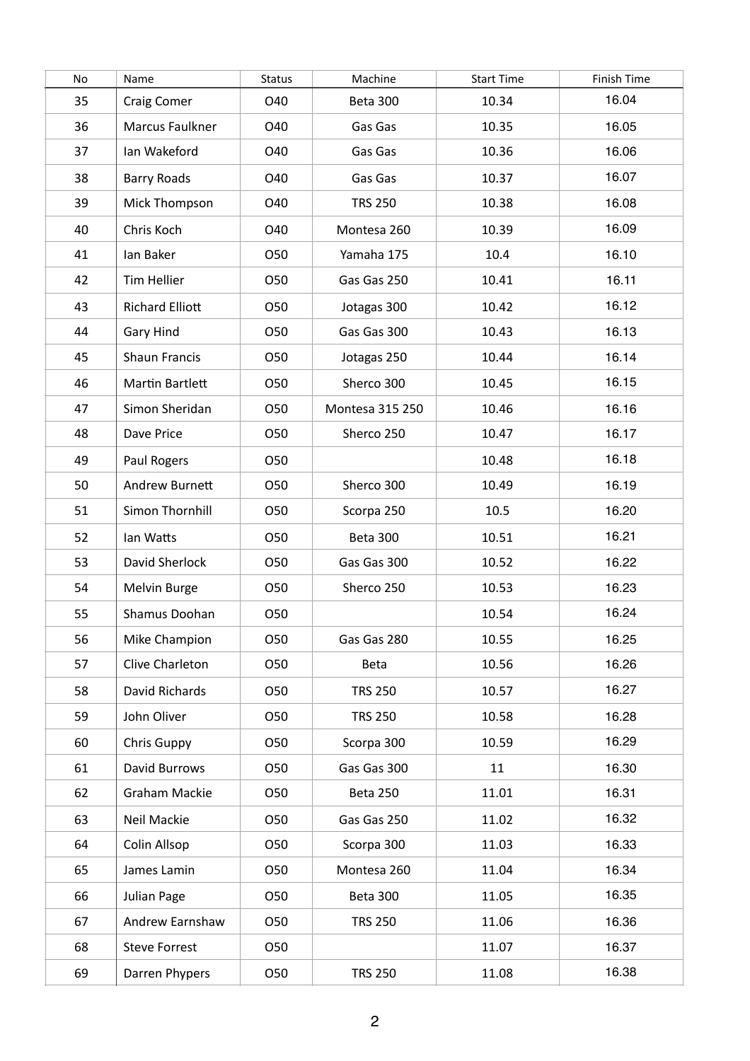| No | Name | Status | Machine | Start Time | Finish Time |
|---|---|---|---|---|---|
| 35 | Craig Comer | O40 | Beta 300 | 10.34 | 16.04 |
| 36 | Marcus Faulkner | O40 | Gas Gas | 10.35 | 16.05 |
| 37 | Ian Wakeford | O40 | Gas Gas | 10.36 | 16.06 |
| 38 | Barry Roads | O40 | Gas Gas | 10.37 | 16.07 |
| 39 | Mick Thompson | O40 | TRS 250 | 10.38 | 16.08 |
| 40 | Chris Koch | O40 | Montesa 260 | 10.39 | 16.09 |
| 41 | Ian Baker | O50 | Yamaha 175 | 10.4 | 16.10 |
| 42 | Tim Hellier | O50 | Gas Gas 250 | 10.41 | 16.11 |
| 43 | Richard Elliott | O50 | Jotagas 300 | 10.42 | 16.12 |
| 44 | Gary Hind | O50 | Gas Gas 300 | 10.43 | 16.13 |
| 45 | Shaun Francis | O50 | Jotagas 250 | 10.44 | 16.14 |
| 46 | Martin Bartlett | O50 | Sherco 300 | 10.45 | 16.15 |
| 47 | Simon Sheridan | O50 | Montesa 315 250 | 10.46 | 16.16 |
| 48 | Dave Price | O50 | Sherco 250 | 10.47 | 16.17 |
| 49 | Paul Rogers | O50 | | 10.48 | 16.18 |
| 50 | Andrew Burnett | O50 | Sherco 300 | 10.49 | 16.19 |
| 51 | Simon Thornhill | O50 | Scorpa 250 | 10.5 | 16.20 |
| 52 | Ian Watts | O50 | Beta 300 | 10.51 | 16.21 |
| 53 | David Sherlock | O50 | Gas Gas 300 | 10.52 | 16.22 |
| 54 | Melvin Burge | O50 | Sherco 250 | 10.53 | 16.23 |
| 55 | Shamus Doohan | O50 | | 10.54 | 16.24 |
| 56 | Mike Champion | O50 | Gas Gas 280 | 10.55 | 16.25 |
| 57 | Clive Charleton | O50 | Beta | 10.56 | 16.26 |
| 58 | David Richards | O50 | TRS 250 | 10.57 | 16.27 |
| 59 | John Oliver | O50 | TRS 250 | 10.58 | 16.28 |
| 60 | Chris Guppy | O50 | Scorpa 300 | 10.59 | 16.29 |
| 61 | David Burrows | O50 | Gas Gas 300 | 11 | 16.30 |
| 62 | Graham Mackie | O50 | Beta 250 | 11.01 | 16.31 |
| 63 | Neil Mackie | O50 | Gas Gas 250 | 11.02 | 16.32 |
| 64 | Colin Allsop | O50 | Scorpa 300 | 11.03 | 16.33 |
| 65 | James Lamin | O50 | Montesa 260 | 11.04 | 16.34 |
| 66 | Julian Page | O50 | Beta 300 | 11.05 | 16.35 |
| 67 | Andrew Earnshaw | O50 | TRS 250 | 11.06 | 16.36 |
| 68 | Steve Forrest | O50 | | 11.07 | 16.37 |
| 69 | Darren Phypers | O50 | TRS 250 | 11.08 | 16.38 |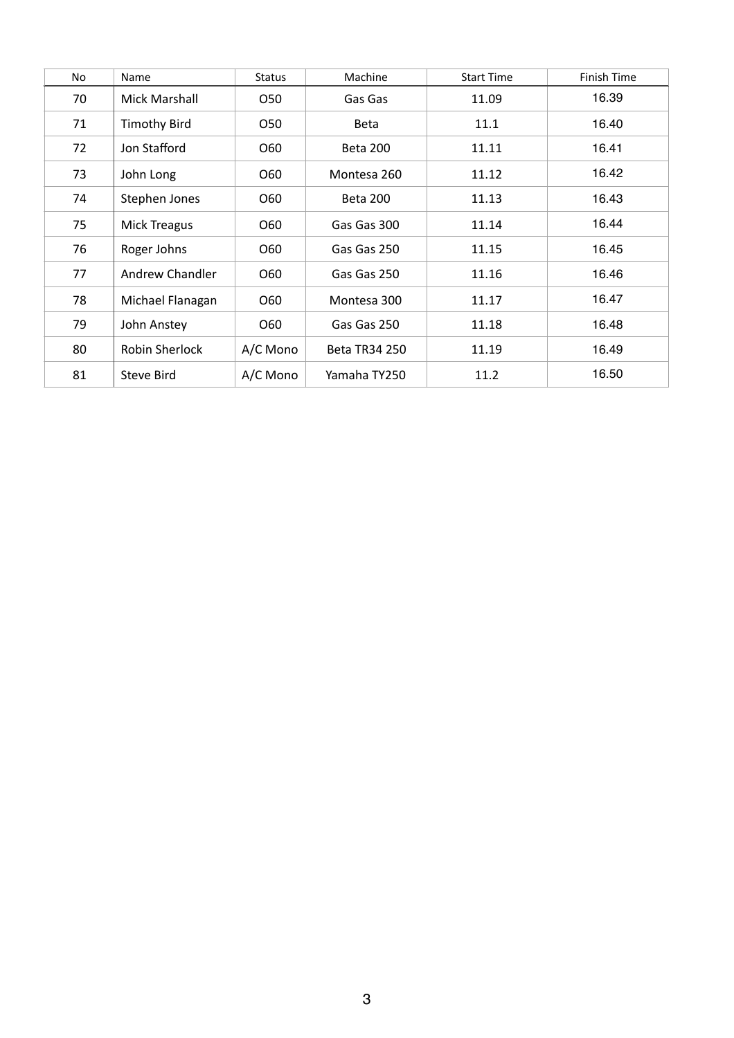| No | Name | Status | Machine | Start Time | Finish Time |
|---|---|---|---|---|---|
| 70 | Mick Marshall | O50 | Gas Gas | 11.09 | 16.39 |
| 71 | Timothy Bird | O50 | Beta | 11.1 | 16.40 |
| 72 | Jon Stafford | O60 | Beta 200 | 11.11 | 16.41 |
| 73 | John Long | O60 | Montesa 260 | 11.12 | 16.42 |
| 74 | Stephen Jones | O60 | Beta 200 | 11.13 | 16.43 |
| 75 | Mick Treagus | O60 | Gas Gas 300 | 11.14 | 16.44 |
| 76 | Roger Johns | O60 | Gas Gas 250 | 11.15 | 16.45 |
| 77 | Andrew Chandler | O60 | Gas Gas 250 | 11.16 | 16.46 |
| 78 | Michael Flanagan | O60 | Montesa 300 | 11.17 | 16.47 |
| 79 | John Anstey | O60 | Gas Gas 250 | 11.18 | 16.48 |
| 80 | Robin Sherlock | A/C Mono | Beta TR34 250 | 11.19 | 16.49 |
| 81 | Steve Bird | A/C Mono | Yamaha TY250 | 11.2 | 16.50 |